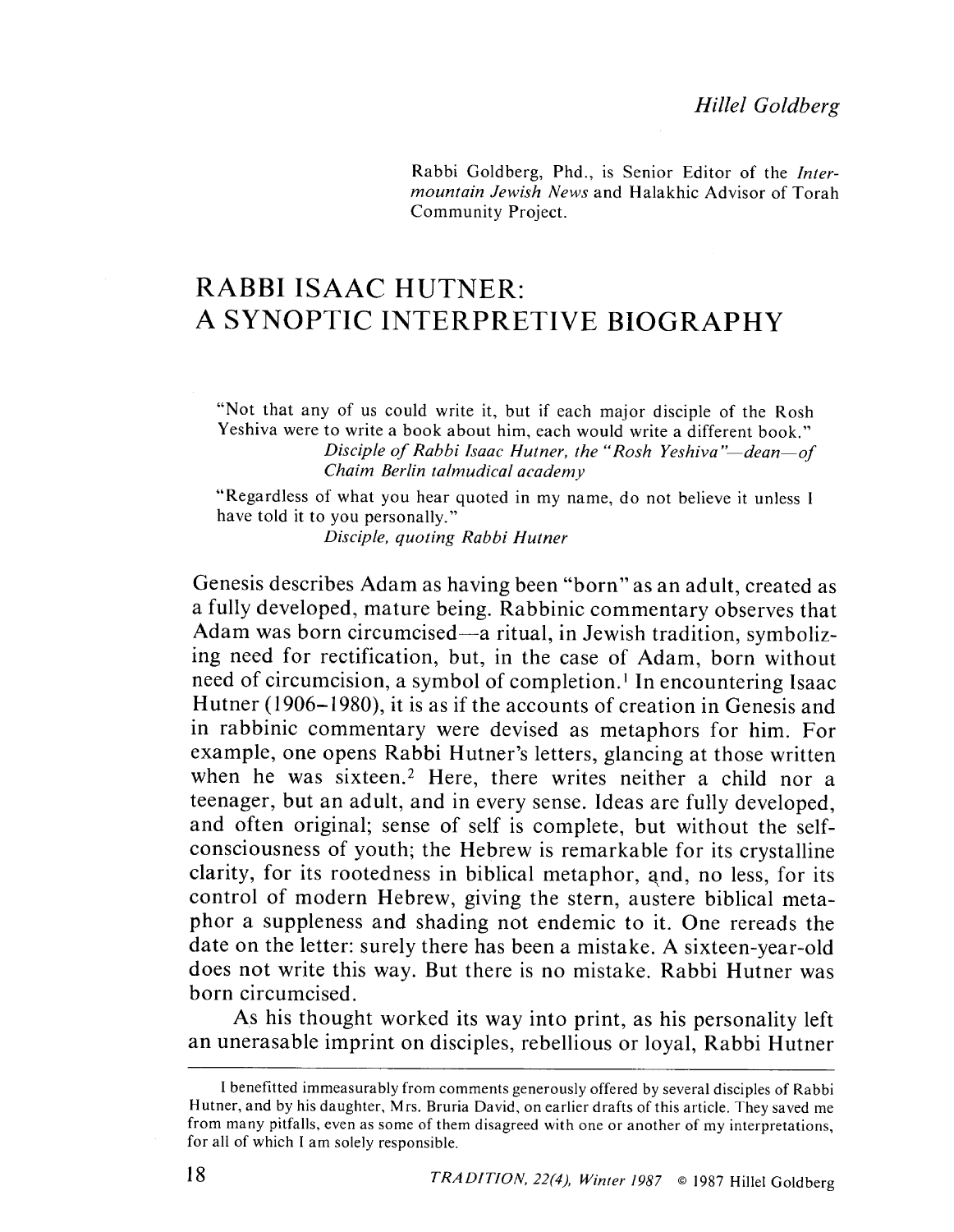*Hillel Goldberg*

Rabbi Goldberg, Phd., is Senior Editor of the *Intermountain Jewish News* and Halakhic Advisor of Torah Community Project.

# RABBI ISAAC HUTNER: A SYNOPTIC INTERPRETIVE BIOGRAPHY

> "Not that any of us could write it, but if each major disciple of the Rosh Yeshiva were to write a book about him, each would write a different book."
>
> *Disciple of Rabbi Isaac Hutner, the "Rosh Yeshiva"—dean—of Chaim Berlin talmudical academy*

> "Regardless of what you hear quoted in my name, do not believe it unless I have told it to you personally."
>
> *Disciple, quoting Rabbi Hutner*

Genesis describes Adam as having been "born" as an adult, created as a fully developed, mature being. Rabbinic commentary observes that Adam was born circumcised—a ritual, in Jewish tradition, symbolizing need for rectification, but, in the case of Adam, born without need of circumcision, a symbol of completion.[1] In encountering Isaac Hutner (1906–1980), it is as if the accounts of creation in Genesis and in rabbinic commentary were devised as metaphors for him. For example, one opens Rabbi Hutner's letters, glancing at those written when he was sixteen.[2] Here, there writes neither a child nor a teenager, but an adult, and in every sense. Ideas are fully developed, and often original; sense of self is complete, but without the self-consciousness of youth; the Hebrew is remarkable for its crystalline clarity, for its rootedness in biblical metaphor, and, no less, for its control of modern Hebrew, giving the stern, austere biblical metaphor a suppleness and shading not endemic to it. One rereads the date on the letter: surely there has been a mistake. A sixteen-year-old does not write this way. But there is no mistake. Rabbi Hutner was born circumcised.

As his thought worked its way into print, as his personality left an unerasable imprint on disciples, rebellious or loyal, Rabbi Hutner

---

I benefitted immeasurably from comments generously offered by several disciples of Rabbi Hutner, and by his daughter, Mrs. Bruria David, on earlier drafts of this article. They saved me from many pitfalls, even as some of them disagreed with one or another of my interpretations, for all of which I am solely responsible.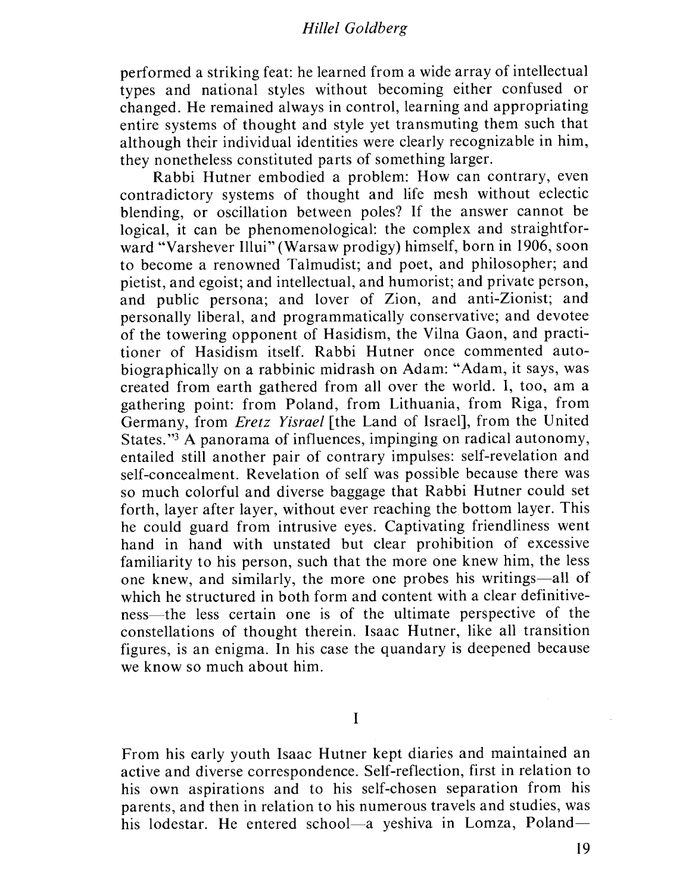performed a striking feat: he learned from a wide array of intellectual types and national styles without becoming either confused or changed. He remained always in control, learning and appropriating entire systems of thought and style yet transmuting them such that although their individual identities were clearly recognizable in him, they nonetheless constituted parts of something larger.

Rabbi Hutner embodied a problem: How can contrary, even contradictory systems of thought and life mesh without eclectic blending, or oscillation between poles? If the answer cannot be logical, it can be phenomenological: the complex and straightforward "Varshever Illui" (Warsaw prodigy) himself, born in 1906, soon to become a renowned Talmudist; and poet, and philosopher; and pietist, and egoist; and intellectual, and humorist; and private person, and public persona; and lover of Zion, and anti-Zionist; and personally liberal, and programmatically conservative; and devotee of the towering opponent of Hasidism, the Vilna Gaon, and practitioner of Hasidism itself. Rabbi Hutner once commented autobiographically on a rabbinic midrash on Adam: "Adam, it says, was created from earth gathered from all over the world. I, too, am a gathering point: from Poland, from Lithuania, from Riga, from Germany, from *Eretz Yisrael* [the Land of Israel], from the United States."[3] A panorama of influences, impinging on radical autonomy, entailed still another pair of contrary impulses: self-revelation and self-concealment. Revelation of self was possible because there was so much colorful and diverse baggage that Rabbi Hutner could set forth, layer after layer, without ever reaching the bottom layer. This he could guard from intrusive eyes. Captivating friendliness went hand in hand with unstated but clear prohibition of excessive familiarity to his person, such that the more one knew him, the less one knew, and similarly, the more one probes his writings—all of which he structured in both form and content with a clear definitiveness—the less certain one is of the ultimate perspective of the constellations of thought therein. Isaac Hutner, like all transition figures, is an enigma. In his case the quandary is deepened because we know so much about him.

## I

From his early youth Isaac Hutner kept diaries and maintained an active and diverse correspondence. Self-reflection, first in relation to his own aspirations and to his self-chosen separation from his parents, and then in relation to his numerous travels and studies, was his lodestar. He entered school—a yeshiva in Lomza, Poland—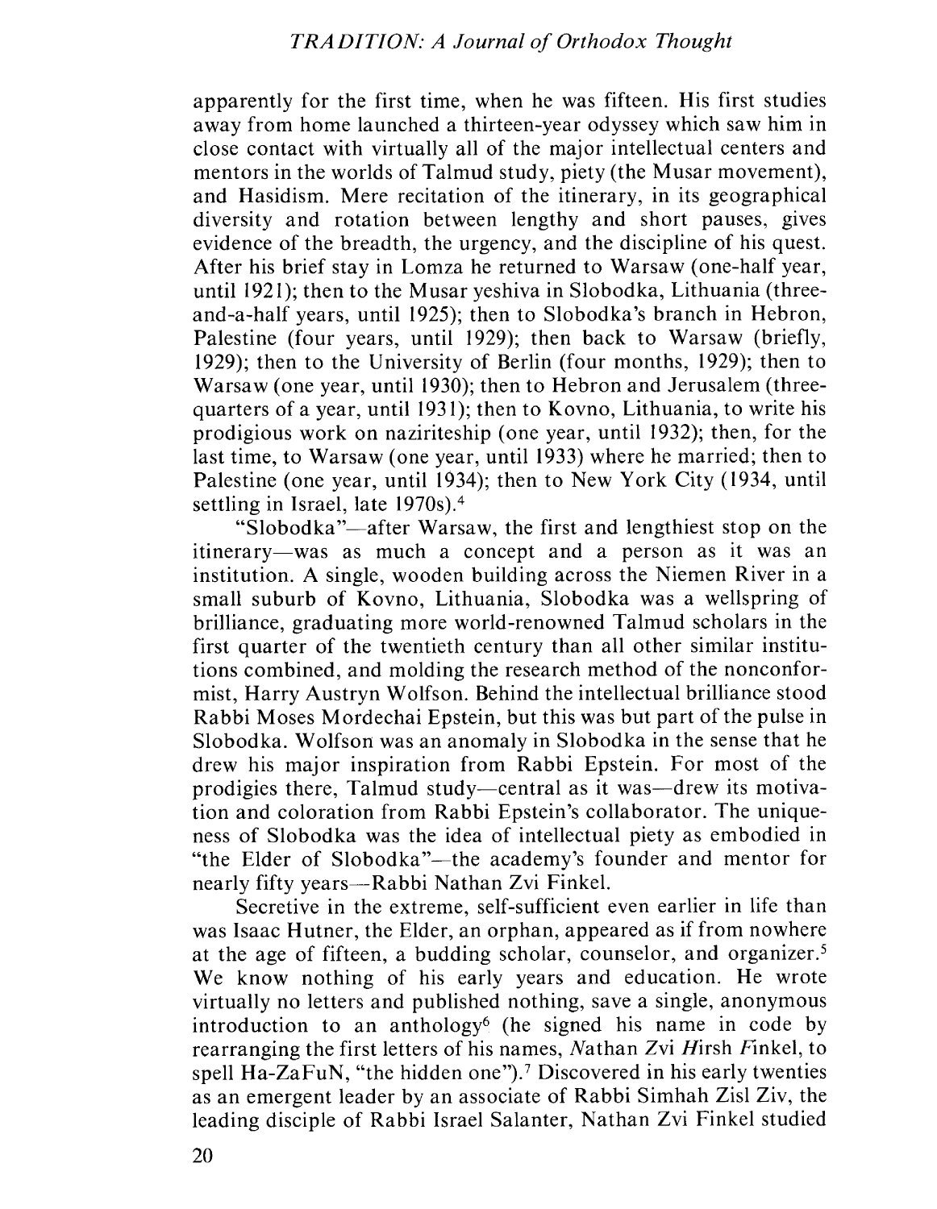apparently for the first time, when he was fifteen. His first studies away from home launched a thirteen-year odyssey which saw him in close contact with virtually all of the major intellectual centers and mentors in the worlds of Talmud study, piety (the Musar movement), and Hasidism. Mere recitation of the itinerary, in its geographical diversity and rotation between lengthy and short pauses, gives evidence of the breadth, the urgency, and the discipline of his quest. After his brief stay in Lomza he returned to Warsaw (one-half year, until 1921); then to the Musar yeshiva in Slobodka, Lithuania (three-and-a-half years, until 1925); then to Slobodka's branch in Hebron, Palestine (four years, until 1929); then back to Warsaw (briefly, 1929); then to the University of Berlin (four months, 1929); then to Warsaw (one year, until 1930); then to Hebron and Jerusalem (three-quarters of a year, until 1931); then to Kovno, Lithuania, to write his prodigious work on naziriteship (one year, until 1932); then, for the last time, to Warsaw (one year, until 1933) where he married; then to Palestine (one year, until 1934); then to New York City (1934, until settling in Israel, late 1970s).[4]

"Slobodka"—after Warsaw, the first and lengthiest stop on the itinerary—was as much a concept and a person as it was an institution. A single, wooden building across the Niemen River in a small suburb of Kovno, Lithuania, Slobodka was a wellspring of brilliance, graduating more world-renowned Talmud scholars in the first quarter of the twentieth century than all other similar institutions combined, and molding the research method of the nonconformist, Harry Austryn Wolfson. Behind the intellectual brilliance stood Rabbi Moses Mordechai Epstein, but this was but part of the pulse in Slobodka. Wolfson was an anomaly in Slobodka in the sense that he drew his major inspiration from Rabbi Epstein. For most of the prodigies there, Talmud study—central as it was—drew its motivation and coloration from Rabbi Epstein's collaborator. The uniqueness of Slobodka was the idea of intellectual piety as embodied in "the Elder of Slobodka"—the academy's founder and mentor for nearly fifty years—Rabbi Nathan Zvi Finkel.

Secretive in the extreme, self-sufficient even earlier in life than was Isaac Hutner, the Elder, an orphan, appeared as if from nowhere at the age of fifteen, a budding scholar, counselor, and organizer.[5] We know nothing of his early years and education. He wrote virtually no letters and published nothing, save a single, anonymous introduction to an anthology[6] (he signed his name in code by rearranging the first letters of his names, *N*athan *Z*vi *H*irsh *F*inkel, to spell Ha-ZaFuN, "the hidden one").[7] Discovered in his early twenties as an emergent leader by an associate of Rabbi Simhah Zisl Ziv, the leading disciple of Rabbi Israel Salanter, Nathan Zvi Finkel studied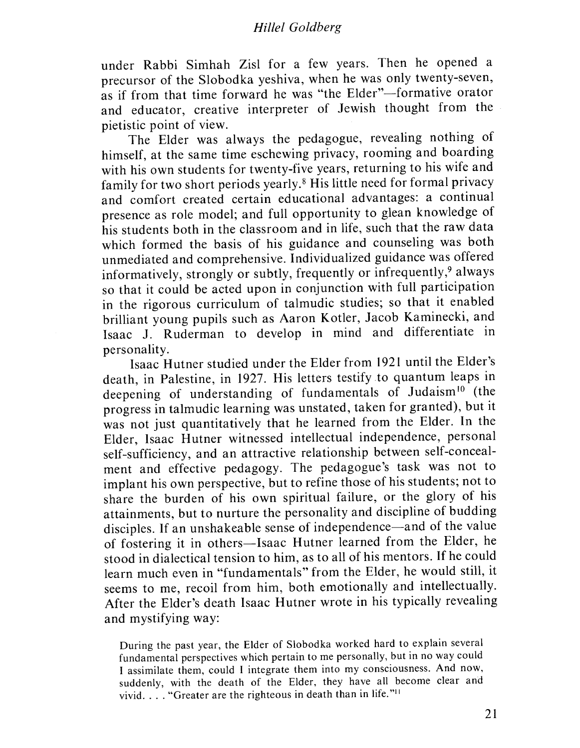under Rabbi Simhah Zisl for a few years. Then he opened a precursor of the Slobodka yeshiva, when he was only twenty-seven, as if from that time forward he was "the Elder"—formative orator and educator, creative interpreter of Jewish thought from the pietistic point of view.

The Elder was always the pedagogue, revealing nothing of himself, at the same time eschewing privacy, rooming and boarding with his own students for twenty-five years, returning to his wife and family for two short periods yearly.[8] His little need for formal privacy and comfort created certain educational advantages: a continual presence as role model; and full opportunity to glean knowledge of his students both in the classroom and in life, such that the raw data which formed the basis of his guidance and counseling was both unmediated and comprehensive. Individualized guidance was offered informatively, strongly or subtly, frequently or infrequently,[9] always so that it could be acted upon in conjunction with full participation in the rigorous curriculum of talmudic studies; so that it enabled brilliant young pupils such as Aaron Kotler, Jacob Kaminecki, and Isaac J. Ruderman to develop in mind and differentiate in personality.

Isaac Hutner studied under the Elder from 1921 until the Elder's death, in Palestine, in 1927. His letters testify to quantum leaps in deepening of understanding of fundamentals of Judaism[10] (the progress in talmudic learning was unstated, taken for granted), but it was not just quantitatively that he learned from the Elder. In the Elder, Isaac Hutner witnessed intellectual independence, personal self-sufficiency, and an attractive relationship between self-concealment and effective pedagogy. The pedagogue's task was not to implant his own perspective, but to refine those of his students; not to share the burden of his own spiritual failure, or the glory of his attainments, but to nurture the personality and discipline of budding disciples. If an unshakeable sense of independence—and of the value of fostering it in others—Isaac Hutner learned from the Elder, he stood in dialectical tension to him, as to all of his mentors. If he could learn much even in "fundamentals" from the Elder, he would still, it seems to me, recoil from him, both emotionally and intellectually. After the Elder's death Isaac Hutner wrote in his typically revealing and mystifying way:

> During the past year, the Elder of Slobodka worked hard to explain several fundamental perspectives which pertain to me personally, but in no way could I assimilate them, could I integrate them into my consciousness. And now, suddenly, with the death of the Elder, they have all become clear and vivid. . . . "Greater are the righteous in death than in life."[11]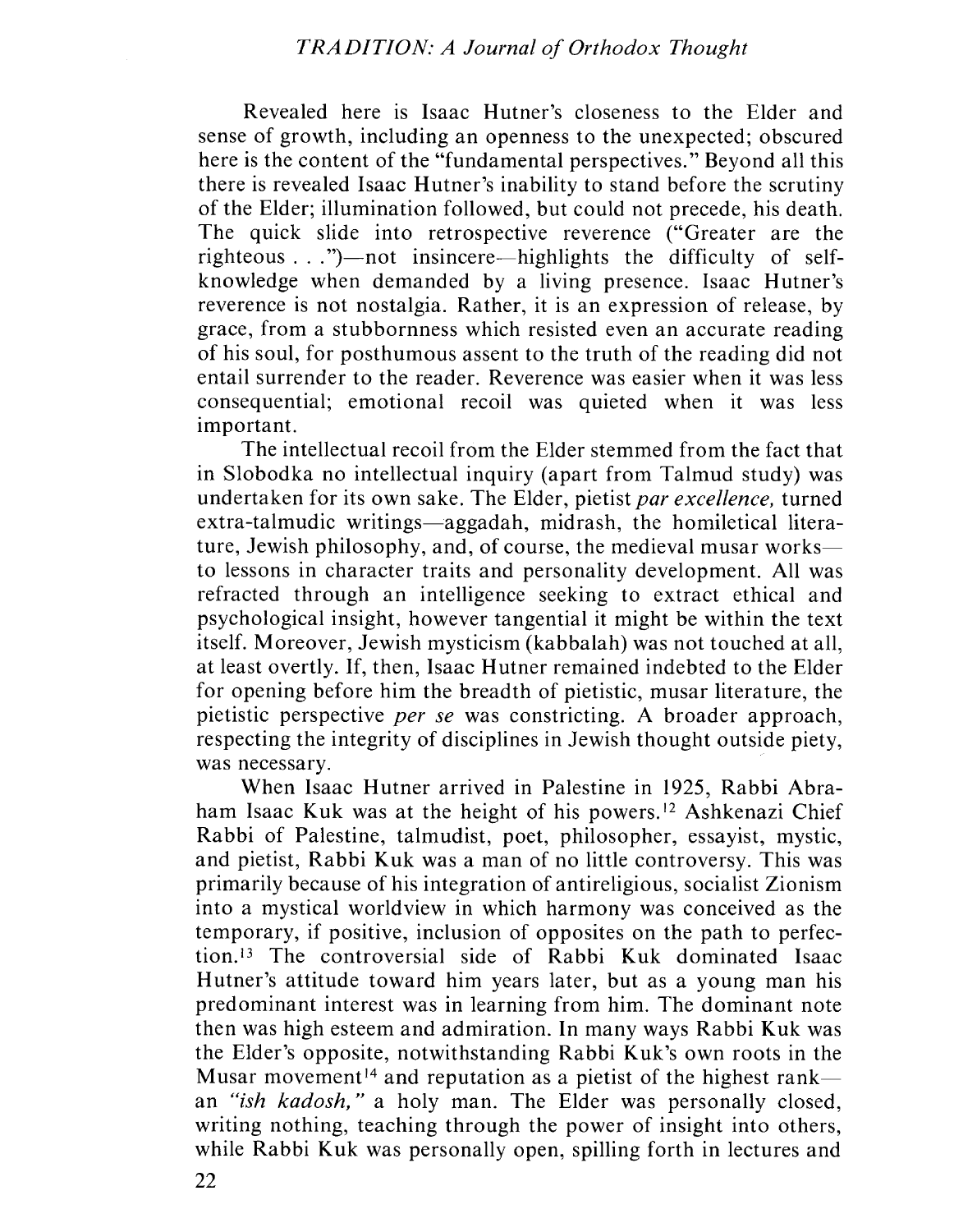Revealed here is Isaac Hutner's closeness to the Elder and sense of growth, including an openness to the unexpected; obscured here is the content of the "fundamental perspectives." Beyond all this there is revealed Isaac Hutner's inability to stand before the scrutiny of the Elder; illumination followed, but could not precede, his death. The quick slide into retrospective reverence ("Greater are the righteous . . .")—not insincere—highlights the difficulty of self-knowledge when demanded by a living presence. Isaac Hutner's reverence is not nostalgia. Rather, it is an expression of release, by grace, from a stubbornness which resisted even an accurate reading of his soul, for posthumous assent to the truth of the reading did not entail surrender to the reader. Reverence was easier when it was less consequential; emotional recoil was quieted when it was less important.

The intellectual recoil from the Elder stemmed from the fact that in Slobodka no intellectual inquiry (apart from Talmud study) was undertaken for its own sake. The Elder, pietist *par excellence,* turned extra-talmudic writings—aggadah, midrash, the homiletical literature, Jewish philosophy, and, of course, the medieval musar works—to lessons in character traits and personality development. All was refracted through an intelligence seeking to extract ethical and psychological insight, however tangential it might be within the text itself. Moreover, Jewish mysticism (kabbalah) was not touched at all, at least overtly. If, then, Isaac Hutner remained indebted to the Elder for opening before him the breadth of pietistic, musar literature, the pietistic perspective *per se* was constricting. A broader approach, respecting the integrity of disciplines in Jewish thought outside piety, was necessary.

When Isaac Hutner arrived in Palestine in 1925, Rabbi Abraham Isaac Kuk was at the height of his powers.[12] Ashkenazi Chief Rabbi of Palestine, talmudist, poet, philosopher, essayist, mystic, and pietist, Rabbi Kuk was a man of no little controversy. This was primarily because of his integration of antireligious, socialist Zionism into a mystical worldview in which harmony was conceived as the temporary, if positive, inclusion of opposites on the path to perfection.[13] The controversial side of Rabbi Kuk dominated Isaac Hutner's attitude toward him years later, but as a young man his predominant interest was in learning from him. The dominant note then was high esteem and admiration. In many ways Rabbi Kuk was the Elder's opposite, notwithstanding Rabbi Kuk's own roots in the Musar movement[14] and reputation as a pietist of the highest rank—an *"ish kadosh,"* a holy man. The Elder was personally closed, writing nothing, teaching through the power of insight into others, while Rabbi Kuk was personally open, spilling forth in lectures and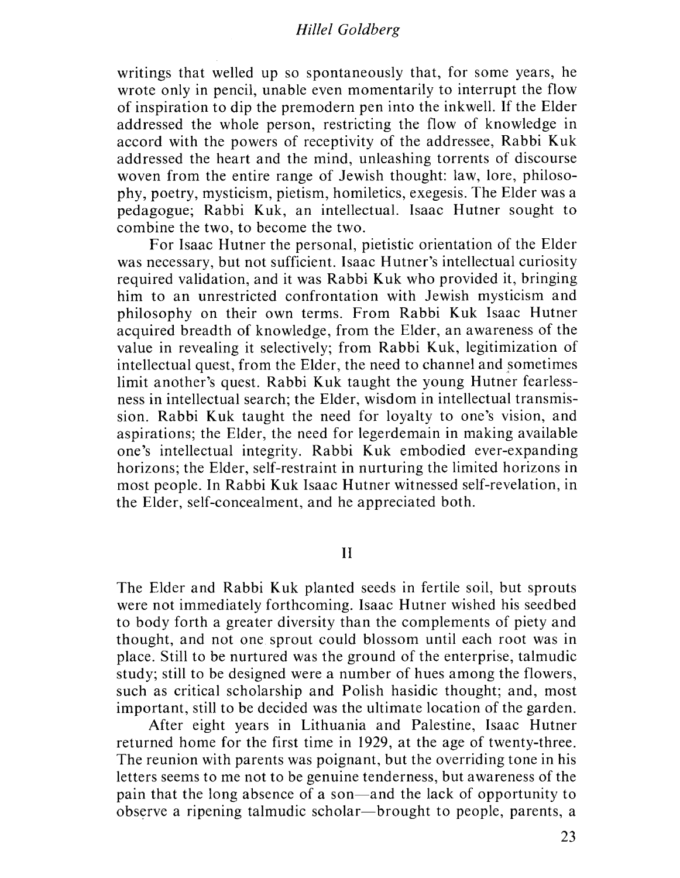writings that welled up so spontaneously that, for some years, he wrote only in pencil, unable even momentarily to interrupt the flow of inspiration to dip the premodern pen into the inkwell. If the Elder addressed the whole person, restricting the flow of knowledge in accord with the powers of receptivity of the addressee, Rabbi Kuk addressed the heart and the mind, unleashing torrents of discourse woven from the entire range of Jewish thought: law, lore, philosophy, poetry, mysticism, pietism, homiletics, exegesis. The Elder was a pedagogue; Rabbi Kuk, an intellectual. Isaac Hutner sought to combine the two, to become the two.

For Isaac Hutner the personal, pietistic orientation of the Elder was necessary, but not sufficient. Isaac Hutner's intellectual curiosity required validation, and it was Rabbi Kuk who provided it, bringing him to an unrestricted confrontation with Jewish mysticism and philosophy on their own terms. From Rabbi Kuk Isaac Hutner acquired breadth of knowledge, from the Elder, an awareness of the value in revealing it selectively; from Rabbi Kuk, legitimization of intellectual quest, from the Elder, the need to channel and sometimes limit another's quest. Rabbi Kuk taught the young Hutner fearlessness in intellectual search; the Elder, wisdom in intellectual transmission. Rabbi Kuk taught the need for loyalty to one's vision, and aspirations; the Elder, the need for legerdemain in making available one's intellectual integrity. Rabbi Kuk embodied ever-expanding horizons; the Elder, self-restraint in nurturing the limited horizons in most people. In Rabbi Kuk Isaac Hutner witnessed self-revelation, in the Elder, self-concealment, and he appreciated both.

## II

The Elder and Rabbi Kuk planted seeds in fertile soil, but sprouts were not immediately forthcoming. Isaac Hutner wished his seedbed to body forth a greater diversity than the complements of piety and thought, and not one sprout could blossom until each root was in place. Still to be nurtured was the ground of the enterprise, talmudic study; still to be designed were a number of hues among the flowers, such as critical scholarship and Polish hasidic thought; and, most important, still to be decided was the ultimate location of the garden.

After eight years in Lithuania and Palestine, Isaac Hutner returned home for the first time in 1929, at the age of twenty-three. The reunion with parents was poignant, but the overriding tone in his letters seems to me not to be genuine tenderness, but awareness of the pain that the long absence of a son—and the lack of opportunity to observe a ripening talmudic scholar—brought to people, parents, a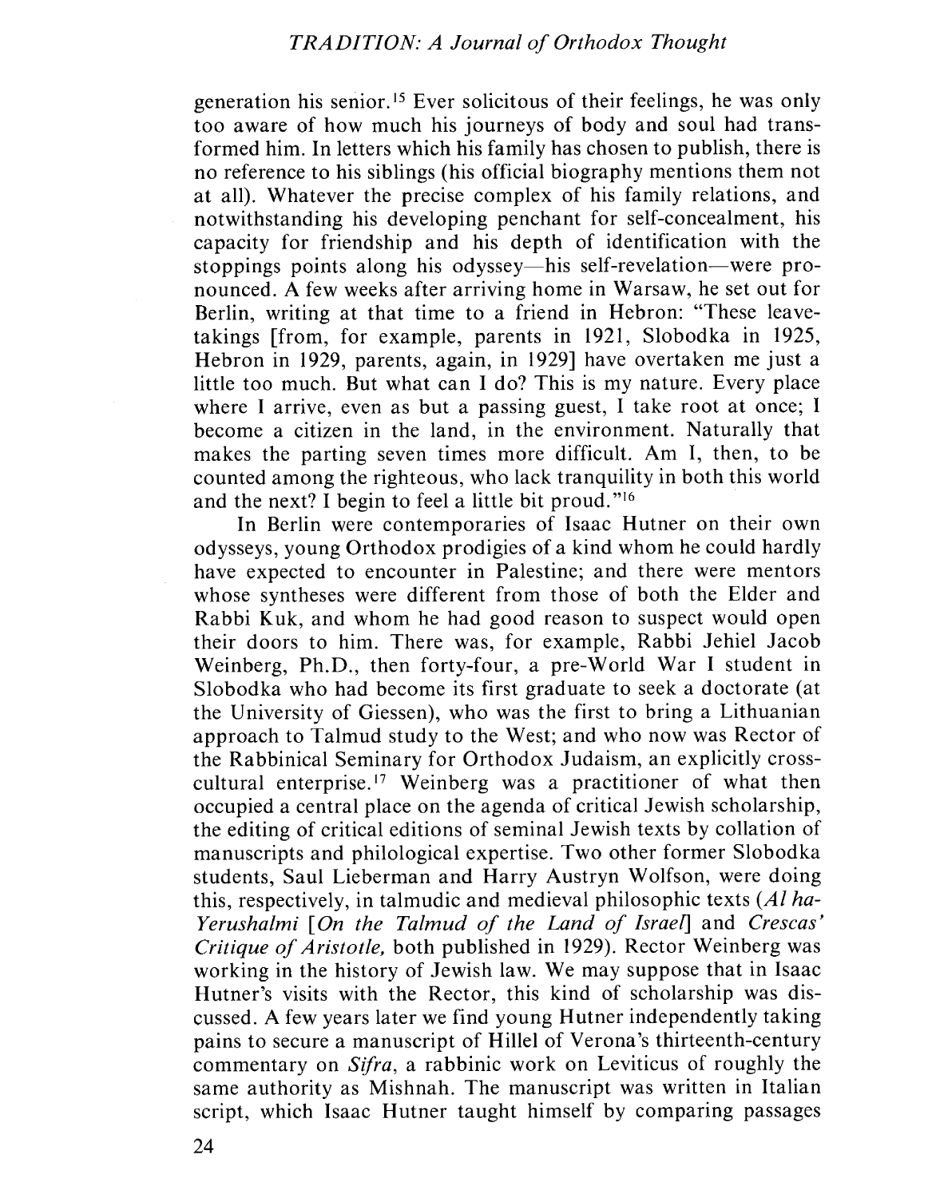generation his senior.[15] Ever solicitous of their feelings, he was only too aware of how much his journeys of body and soul had transformed him. In letters which his family has chosen to publish, there is no reference to his siblings (his official biography mentions them not at all). Whatever the precise complex of his family relations, and notwithstanding his developing penchant for self-concealment, his capacity for friendship and his depth of identification with the stoppings points along his odyssey—his self-revelation—were pronounced. A few weeks after arriving home in Warsaw, he set out for Berlin, writing at that time to a friend in Hebron: "These leave-takings [from, for example, parents in 1921, Slobodka in 1925, Hebron in 1929, parents, again, in 1929] have overtaken me just a little too much. But what can I do? This is my nature. Every place where I arrive, even as but a passing guest, I take root at once; I become a citizen in the land, in the environment. Naturally that makes the parting seven times more difficult. Am I, then, to be counted among the righteous, who lack tranquility in both this world and the next? I begin to feel a little bit proud."[16]

In Berlin were contemporaries of Isaac Hutner on their own odysseys, young Orthodox prodigies of a kind whom he could hardly have expected to encounter in Palestine; and there were mentors whose syntheses were different from those of both the Elder and Rabbi Kuk, and whom he had good reason to suspect would open their doors to him. There was, for example, Rabbi Jehiel Jacob Weinberg, Ph.D., then forty-four, a pre-World War I student in Slobodka who had become its first graduate to seek a doctorate (at the University of Giessen), who was the first to bring a Lithuanian approach to Talmud study to the West; and who now was Rector of the Rabbinical Seminary for Orthodox Judaism, an explicitly cross-cultural enterprise.[17] Weinberg was a practitioner of what then occupied a central place on the agenda of critical Jewish scholarship, the editing of critical editions of seminal Jewish texts by collation of manuscripts and philological expertise. Two other former Slobodka students, Saul Lieberman and Harry Austryn Wolfson, were doing this, respectively, in talmudic and medieval philosophic texts (*Al ha-Yerushalmi [On the Talmud of the Land of Israel]* and *Crescas' Critique of Aristotle,* both published in 1929). Rector Weinberg was working in the history of Jewish law. We may suppose that in Isaac Hutner's visits with the Rector, this kind of scholarship was discussed. A few years later we find young Hutner independently taking pains to secure a manuscript of Hillel of Verona's thirteenth-century commentary on *Sifra*, a rabbinic work on Leviticus of roughly the same authority as Mishnah. The manuscript was written in Italian script, which Isaac Hutner taught himself by comparing passages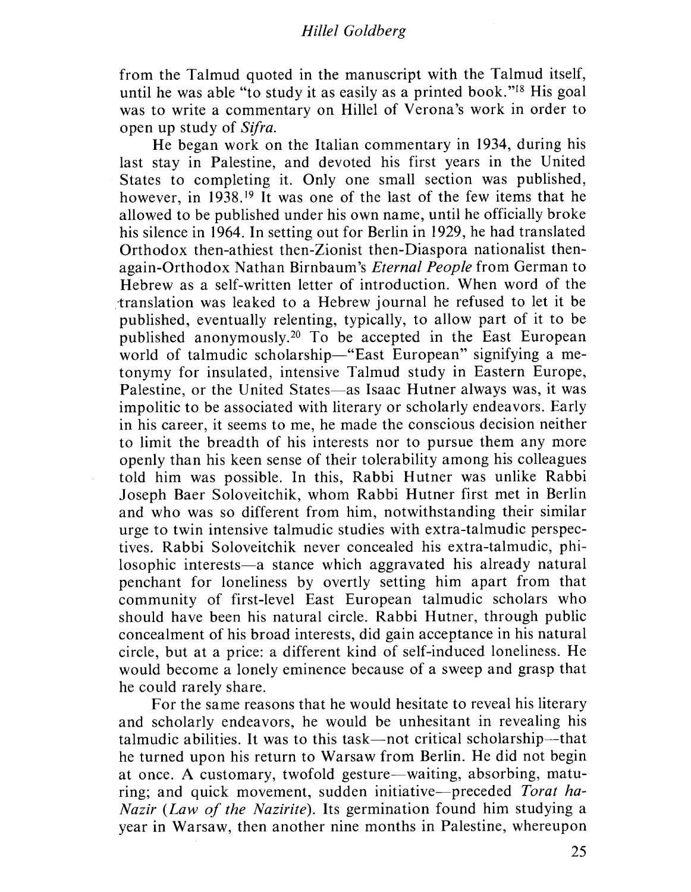from the Talmud quoted in the manuscript with the Talmud itself, until he was able "to study it as easily as a printed book."[18] His goal was to write a commentary on Hillel of Verona's work in order to open up study of *Sifra*.

He began work on the Italian commentary in 1934, during his last stay in Palestine, and devoted his first years in the United States to completing it. Only one small section was published, however, in 1938.[19] It was one of the last of the few items that he allowed to be published under his own name, until he officially broke his silence in 1964. In setting out for Berlin in 1929, he had translated Orthodox then-athiest then-Zionist then-Diaspora nationalist then-again-Orthodox Nathan Birnbaum's *Eternal People* from German to Hebrew as a self-written letter of introduction. When word of the translation was leaked to a Hebrew journal he refused to let it be published, eventually relenting, typically, to allow part of it to be published anonymously.[20] To be accepted in the East European world of talmudic scholarship—"East European" signifying a metonymy for insulated, intensive Talmud study in Eastern Europe, Palestine, or the United States—as Isaac Hutner always was, it was impolitic to be associated with literary or scholarly endeavors. Early in his career, it seems to me, he made the conscious decision neither to limit the breadth of his interests nor to pursue them any more openly than his keen sense of their tolerability among his colleagues told him was possible. In this, Rabbi Hutner was unlike Rabbi Joseph Baer Soloveitchik, whom Rabbi Hutner first met in Berlin and who was so different from him, notwithstanding their similar urge to twin intensive talmudic studies with extra-talmudic perspectives. Rabbi Soloveitchik never concealed his extra-talmudic, philosophic interests—a stance which aggravated his already natural penchant for loneliness by overtly setting him apart from that community of first-level East European talmudic scholars who should have been his natural circle. Rabbi Hutner, through public concealment of his broad interests, did gain acceptance in his natural circle, but at a price: a different kind of self-induced loneliness. He would become a lonely eminence because of a sweep and grasp that he could rarely share.

For the same reasons that he would hesitate to reveal his literary and scholarly endeavors, he would be unhesitant in revealing his talmudic abilities. It was to this task—not critical scholarship—that he turned upon his return to Warsaw from Berlin. He did not begin at once. A customary, twofold gesture—waiting, absorbing, maturing; and quick movement, sudden initiative—preceded *Torat ha-Nazir* (*Law of the Nazirite*). Its germination found him studying a year in Warsaw, then another nine months in Palestine, whereupon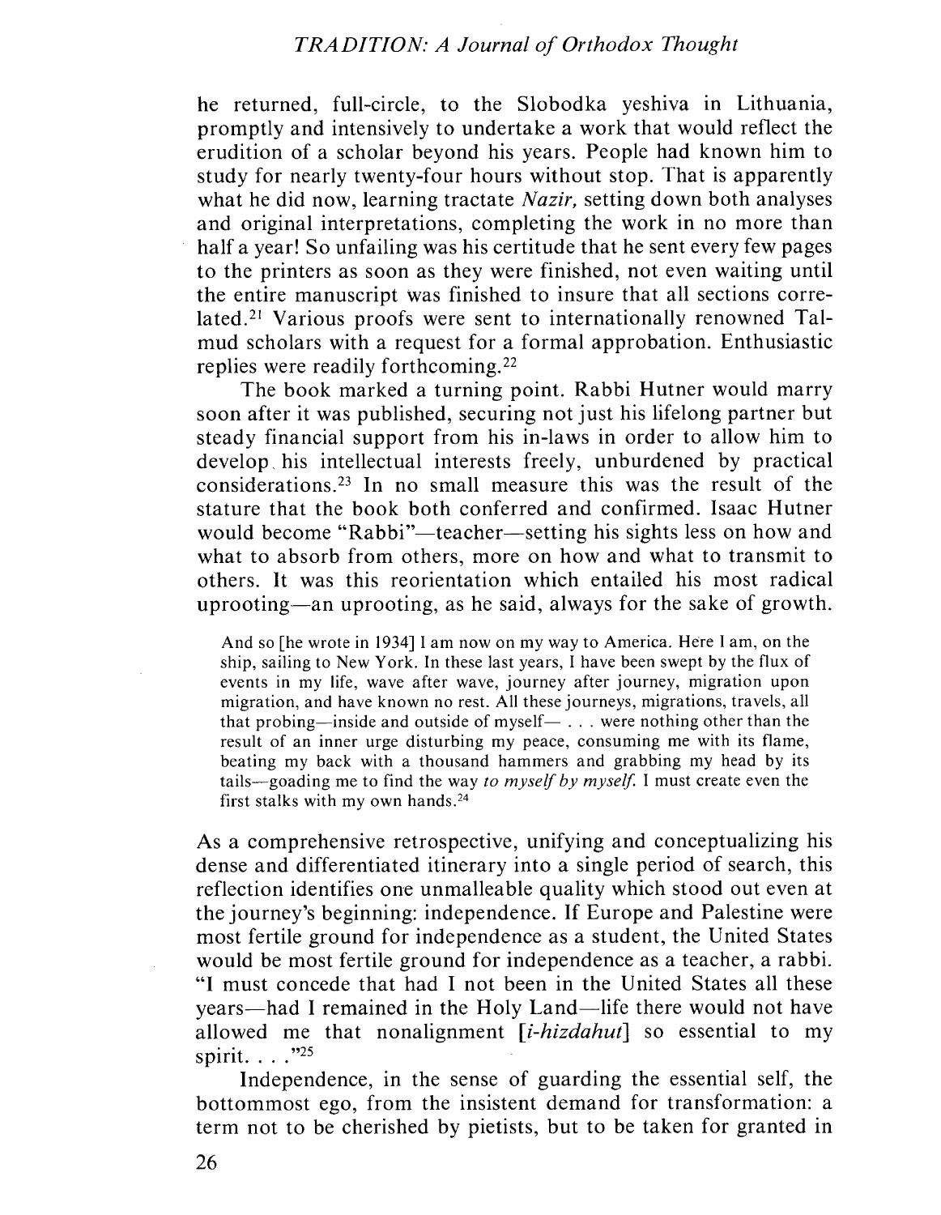he returned, full-circle, to the Slobodka yeshiva in Lithuania, promptly and intensively to undertake a work that would reflect the erudition of a scholar beyond his years. People had known him to study for nearly twenty-four hours without stop. That is apparently what he did now, learning tractate *Nazir,* setting down both analyses and original interpretations, completing the work in no more than half a year! So unfailing was his certitude that he sent every few pages to the printers as soon as they were finished, not even waiting until the entire manuscript was finished to insure that all sections correlated.[21] Various proofs were sent to internationally renowned Talmud scholars with a request for a formal approbation. Enthusiastic replies were readily forthcoming.[22]

The book marked a turning point. Rabbi Hutner would marry soon after it was published, securing not just his lifelong partner but steady financial support from his in-laws in order to allow him to develop his intellectual interests freely, unburdened by practical considerations.[23] In no small measure this was the result of the stature that the book both conferred and confirmed. Isaac Hutner would become "Rabbi"—teacher—setting his sights less on how and what to absorb from others, more on how and what to transmit to others. It was this reorientation which entailed his most radical uprooting—an uprooting, as he said, always for the sake of growth.

> And so [he wrote in 1934] I am now on my way to America. Here I am, on the ship, sailing to New York. In these last years, I have been swept by the flux of events in my life, wave after wave, journey after journey, migration upon migration, and have known no rest. All these journeys, migrations, travels, all that probing—inside and outside of myself— . . . were nothing other than the result of an inner urge disturbing my peace, consuming me with its flame, beating my back with a thousand hammers and grabbing my head by its tails—goading me to find the way *to myself by myself.* I must create even the first stalks with my own hands.[24]

As a comprehensive retrospective, unifying and conceptualizing his dense and differentiated itinerary into a single period of search, this reflection identifies one unmalleable quality which stood out even at the journey's beginning: independence. If Europe and Palestine were most fertile ground for independence as a student, the United States would be most fertile ground for independence as a teacher, a rabbi. "I must concede that had I not been in the United States all these years—had I remained in the Holy Land—life there would not have allowed me that nonalignment [*i-hizdahut*] so essential to my spirit. . . ."[25]

Independence, in the sense of guarding the essential self, the bottommost ego, from the insistent demand for transformation: a term not to be cherished by pietists, but to be taken for granted in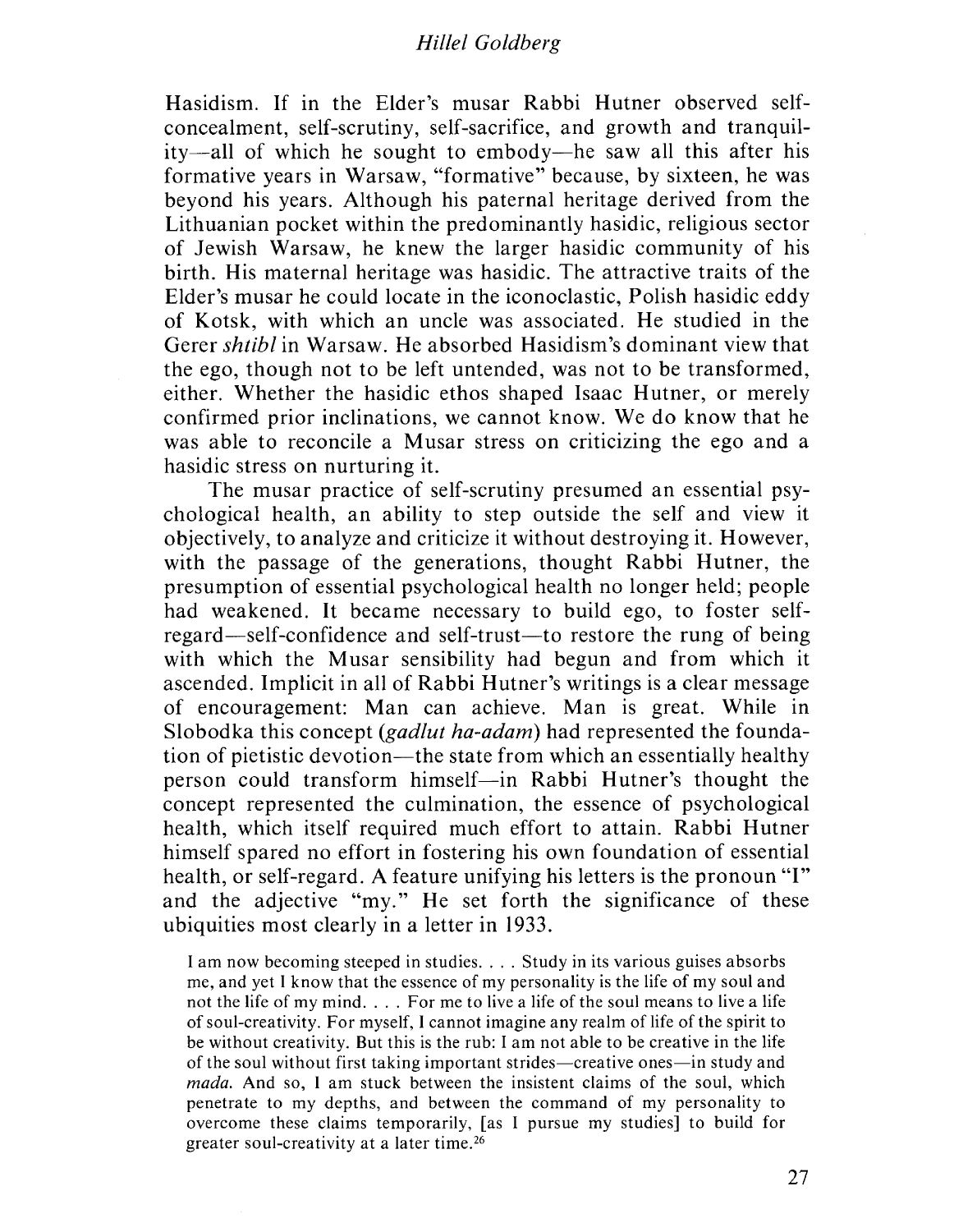Hasidism. If in the Elder's musar Rabbi Hutner observed self-concealment, self-scrutiny, self-sacrifice, and growth and tranquility—all of which he sought to embody—he saw all this after his formative years in Warsaw, "formative" because, by sixteen, he was beyond his years. Although his paternal heritage derived from the Lithuanian pocket within the predominantly hasidic, religious sector of Jewish Warsaw, he knew the larger hasidic community of his birth. His maternal heritage was hasidic. The attractive traits of the Elder's musar he could locate in the iconoclastic, Polish hasidic eddy of Kotsk, with which an uncle was associated. He studied in the Gerer *shtibl* in Warsaw. He absorbed Hasidism's dominant view that the ego, though not to be left untended, was not to be transformed, either. Whether the hasidic ethos shaped Isaac Hutner, or merely confirmed prior inclinations, we cannot know. We do know that he was able to reconcile a Musar stress on criticizing the ego and a hasidic stress on nurturing it.

The musar practice of self-scrutiny presumed an essential psychological health, an ability to step outside the self and view it objectively, to analyze and criticize it without destroying it. However, with the passage of the generations, thought Rabbi Hutner, the presumption of essential psychological health no longer held; people had weakened. It became necessary to build ego, to foster self-regard—self-confidence and self-trust—to restore the rung of being with which the Musar sensibility had begun and from which it ascended. Implicit in all of Rabbi Hutner's writings is a clear message of encouragement: Man can achieve. Man is great. While in Slobodka this concept (*gadlut ha-adam*) had represented the foundation of pietistic devotion—the state from which an essentially healthy person could transform himself—in Rabbi Hutner's thought the concept represented the culmination, the essence of psychological health, which itself required much effort to attain. Rabbi Hutner himself spared no effort in fostering his own foundation of essential health, or self-regard. A feature unifying his letters is the pronoun "I" and the adjective "my." He set forth the significance of these ubiquities most clearly in a letter in 1933.

> I am now becoming steeped in studies. . . . Study in its various guises absorbs me, and yet I know that the essence of my personality is the life of my soul and not the life of my mind. . . . For me to live a life of the soul means to live a life of soul-creativity. For myself, I cannot imagine any realm of life of the spirit to be without creativity. But this is the rub: I am not able to be creative in the life of the soul without first taking important strides—creative ones—in study and *mada*. And so, I am stuck between the insistent claims of the soul, which penetrate to my depths, and between the command of my personality to overcome these claims temporarily, [as I pursue my studies] to build for greater soul-creativity at a later time.[26]